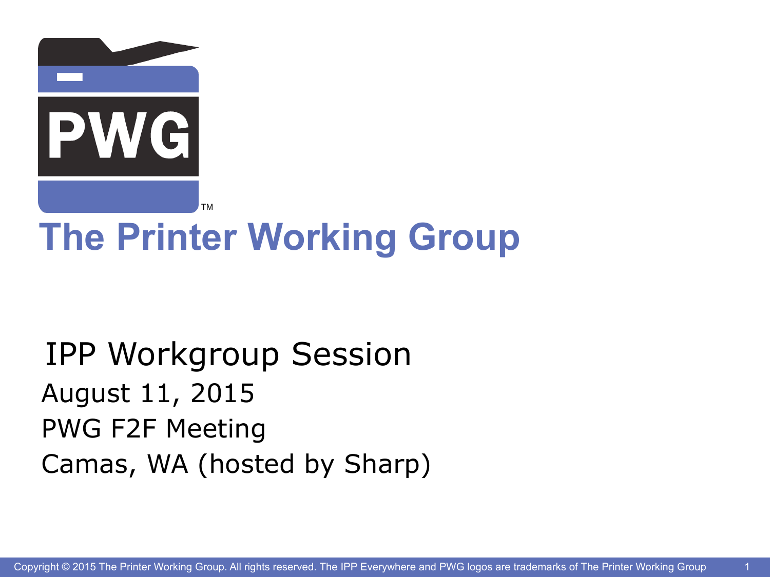# The Printer Working Group

## IPP Workgroup Session

August 11, 2015

PWG F2F Meeting

Camas, WA (hosted by Sharp)

Copyright © 2015 The Printer Working Group. All rights reserved. The IPP Everywhere and PWG logos are trademarks of The Printer Working Group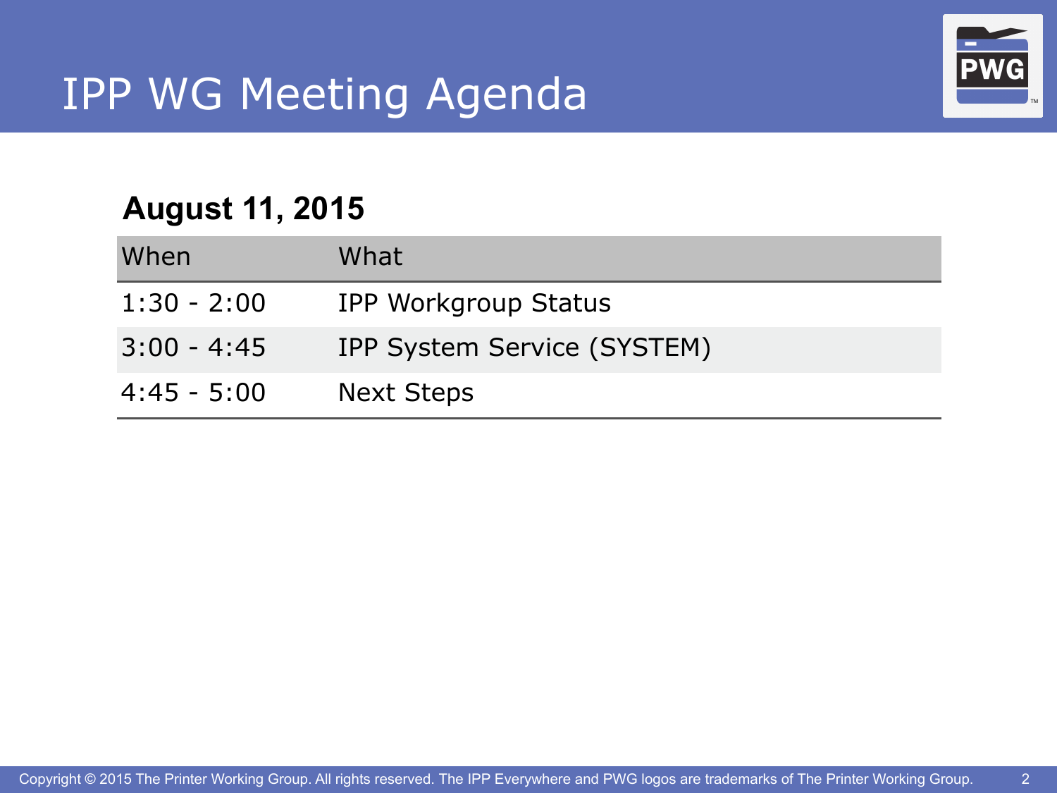# IPP WG Meeting Agenda

## August 11, 2015

| When | What |
| --- | --- |
| 1:30 - 2:00 | IPP Workgroup Status |
| 3:00 - 4:45 | IPP System Service (SYSTEM) |
| 4:45 - 5:00 | Next Steps |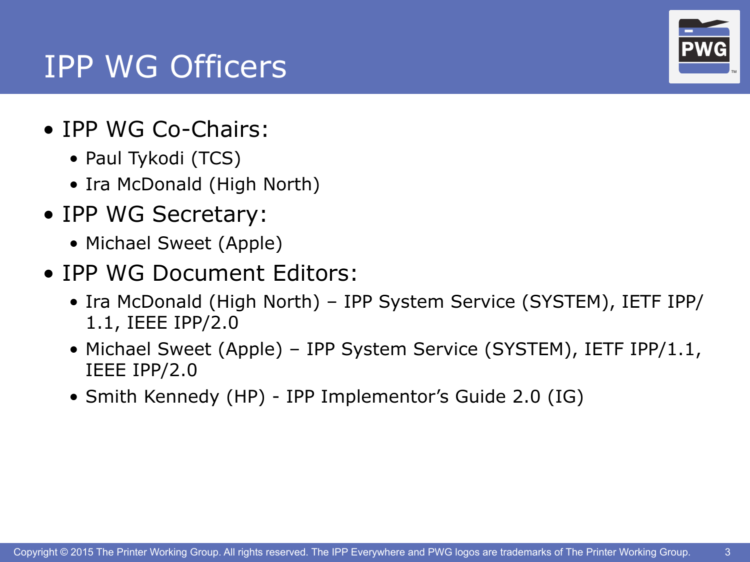# IPP WG Officers

- IPP WG Co-Chairs:
  - Paul Tykodi (TCS)
  - Ira McDonald (High North)
- IPP WG Secretary:
  - Michael Sweet (Apple)
- IPP WG Document Editors:
  - Ira McDonald (High North) – IPP System Service (SYSTEM), IETF IPP/1.1, IEEE IPP/2.0
  - Michael Sweet (Apple) – IPP System Service (SYSTEM), IETF IPP/1.1, IEEE IPP/2.0
  - Smith Kennedy (HP) - IPP Implementor's Guide 2.0 (IG)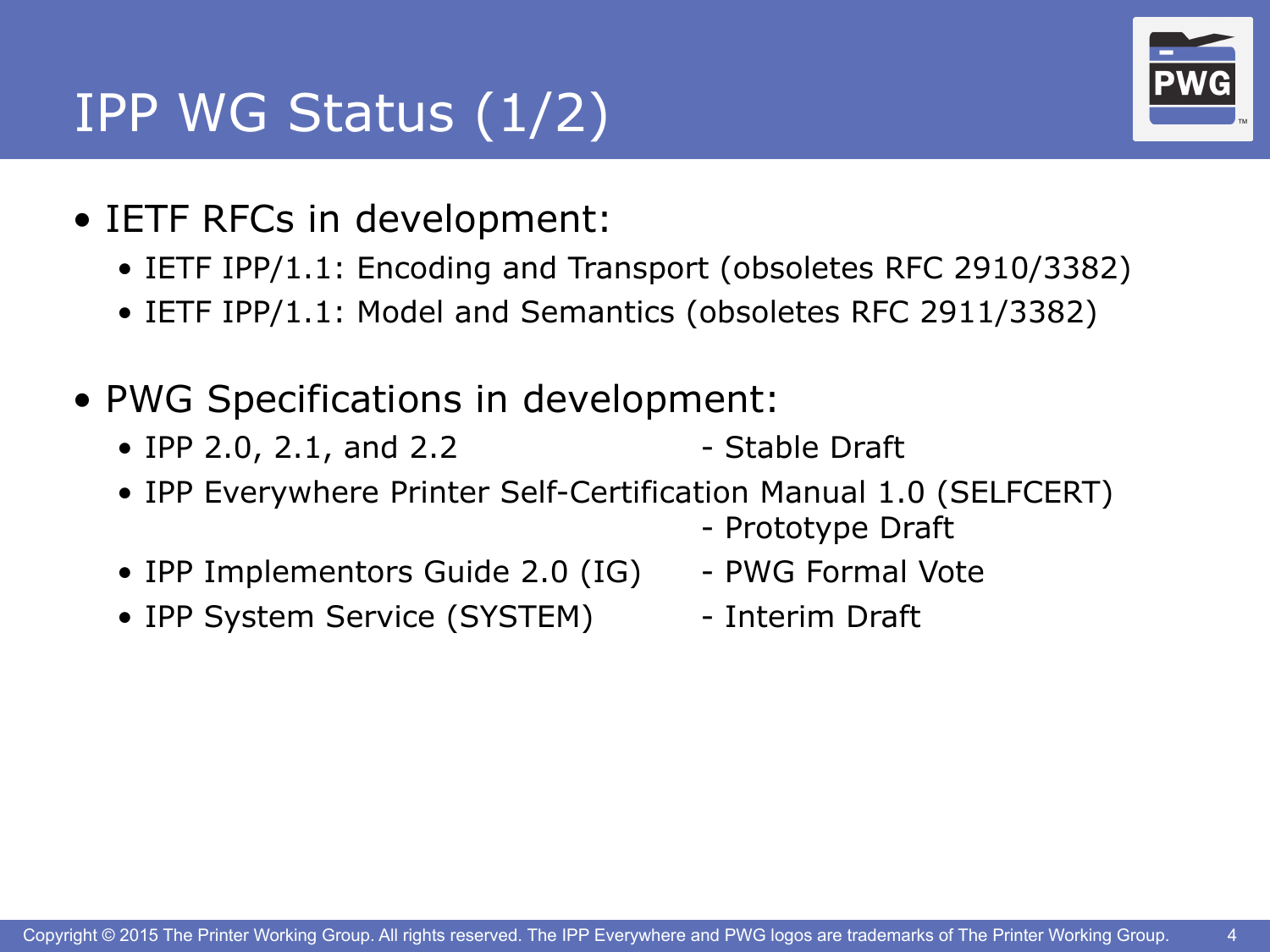# IPP WG Status (1/2)

- IETF RFCs in development:
  - IETF IPP/1.1: Encoding and Transport (obsoletes RFC 2910/3382)
  - IETF IPP/1.1: Model and Semantics (obsoletes RFC 2911/3382)

- PWG Specifications in development:
  - IPP 2.0, 2.1, and 2.2 - Stable Draft
  - IPP Everywhere Printer Self-Certification Manual 1.0 (SELFCERT) - Prototype Draft
  - IPP Implementors Guide 2.0 (IG) - PWG Formal Vote
  - IPP System Service (SYSTEM) - Interim Draft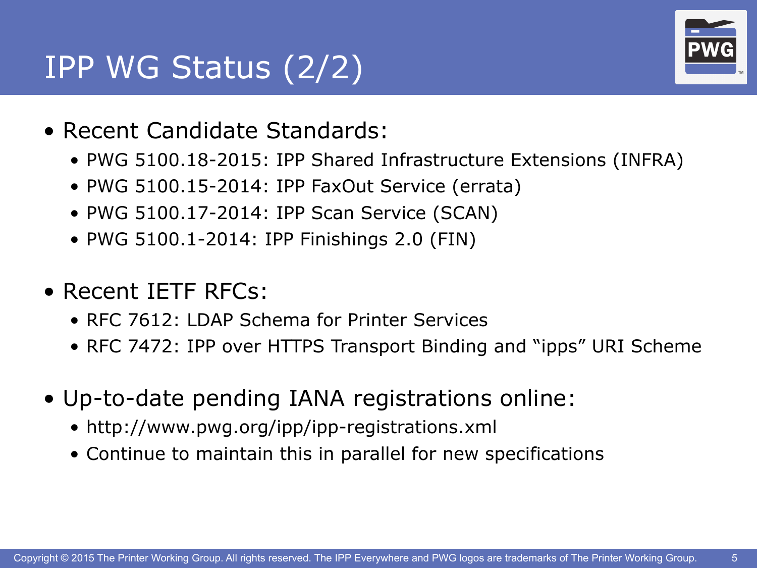# IPP WG Status (2/2)

- Recent Candidate Standards:
  - PWG 5100.18-2015: IPP Shared Infrastructure Extensions (INFRA)
  - PWG 5100.15-2014: IPP FaxOut Service (errata)
  - PWG 5100.17-2014: IPP Scan Service (SCAN)
  - PWG 5100.1-2014: IPP Finishings 2.0 (FIN)

- Recent IETF RFCs:
  - RFC 7612: LDAP Schema for Printer Services
  - RFC 7472: IPP over HTTPS Transport Binding and “ipps” URI Scheme

- Up-to-date pending IANA registrations online:
  - http://www.pwg.org/ipp/ipp-registrations.xml
  - Continue to maintain this in parallel for new specifications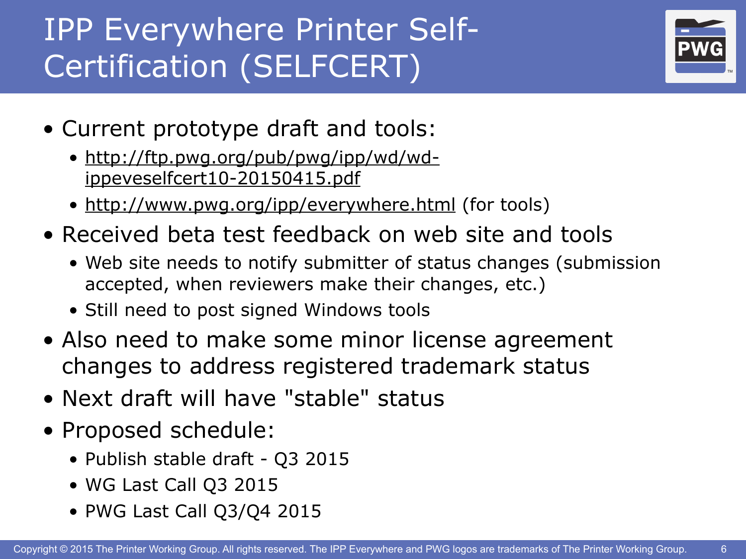# IPP Everywhere Printer Self-Certification (SELFCERT)

- Current prototype draft and tools:
  - http://ftp.pwg.org/pub/pwg/ipp/wd/wd-ippeveselfcert10-20150415.pdf
  - http://www.pwg.org/ipp/everywhere.html (for tools)
- Received beta test feedback on web site and tools
  - Web site needs to notify submitter of status changes (submission accepted, when reviewers make their changes, etc.)
  - Still need to post signed Windows tools
- Also need to make some minor license agreement changes to address registered trademark status
- Next draft will have "stable" status
- Proposed schedule:
  - Publish stable draft - Q3 2015
  - WG Last Call Q3 2015
  - PWG Last Call Q3/Q4 2015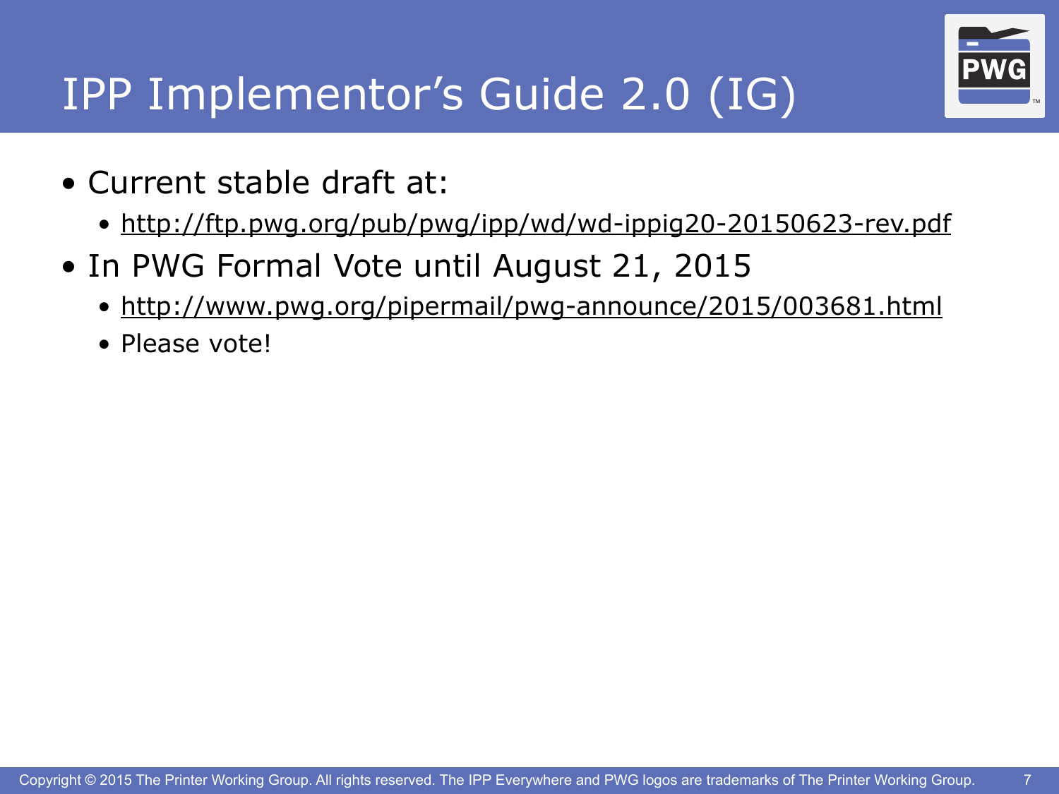# IPP Implementor's Guide 2.0 (IG)

- Current stable draft at:
  - http://ftp.pwg.org/pub/pwg/ipp/wd/wd-ippig20-20150623-rev.pdf
- In PWG Formal Vote until August 21, 2015
  - http://www.pwg.org/pipermail/pwg-announce/2015/003681.html
  - Please vote!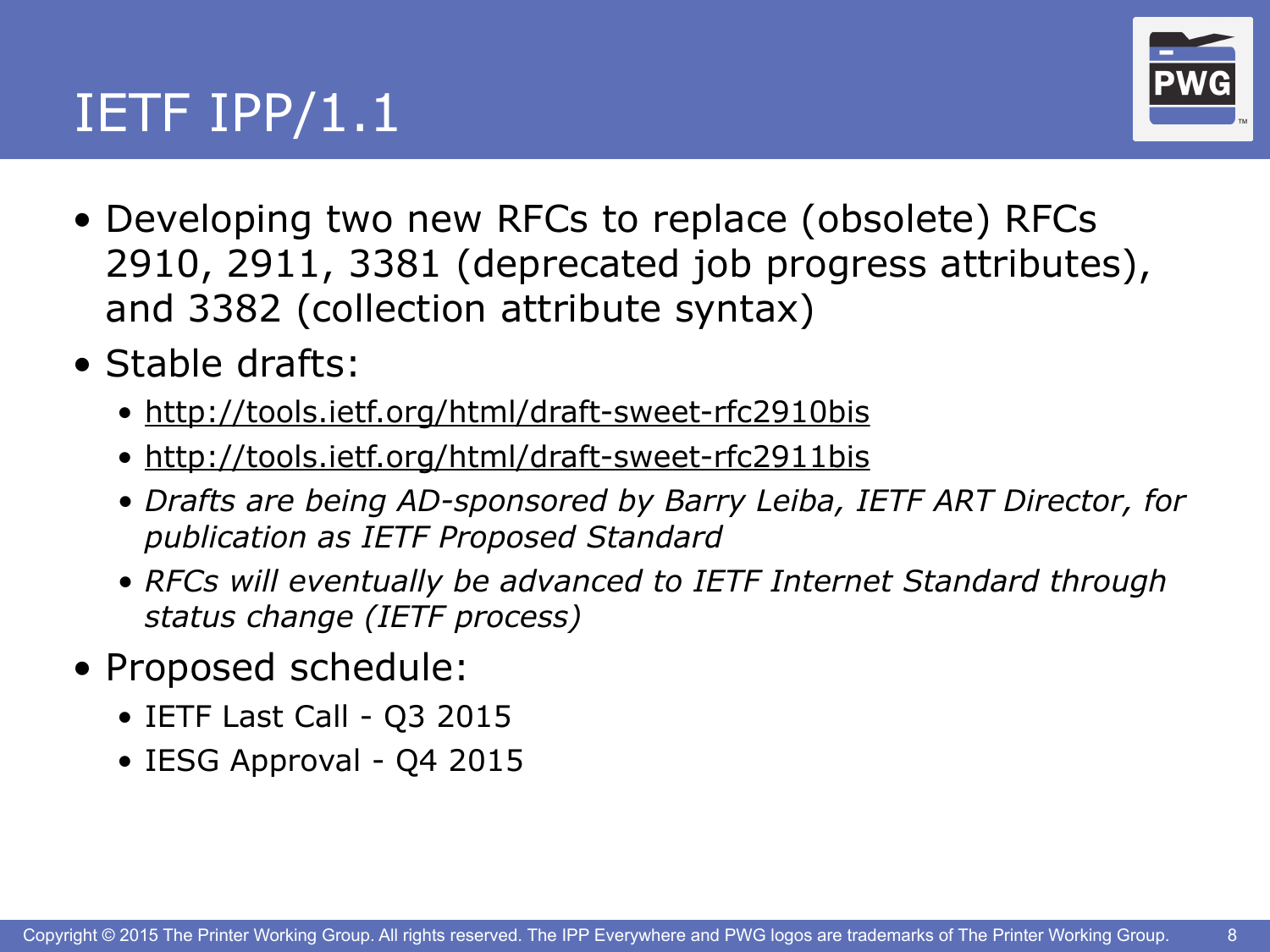# IETF IPP/1.1

- Developing two new RFCs to replace (obsolete) RFCs 2910, 2911, 3381 (deprecated job progress attributes), and 3382 (collection attribute syntax)
- Stable drafts:
  - http://tools.ietf.org/html/draft-sweet-rfc2910bis
  - http://tools.ietf.org/html/draft-sweet-rfc2911bis
  - *Drafts are being AD-sponsored by Barry Leiba, IETF ART Director, for publication as IETF Proposed Standard*
  - *RFCs will eventually be advanced to IETF Internet Standard through status change (IETF process)*
- Proposed schedule:
  - IETF Last Call - Q3 2015
  - IESG Approval - Q4 2015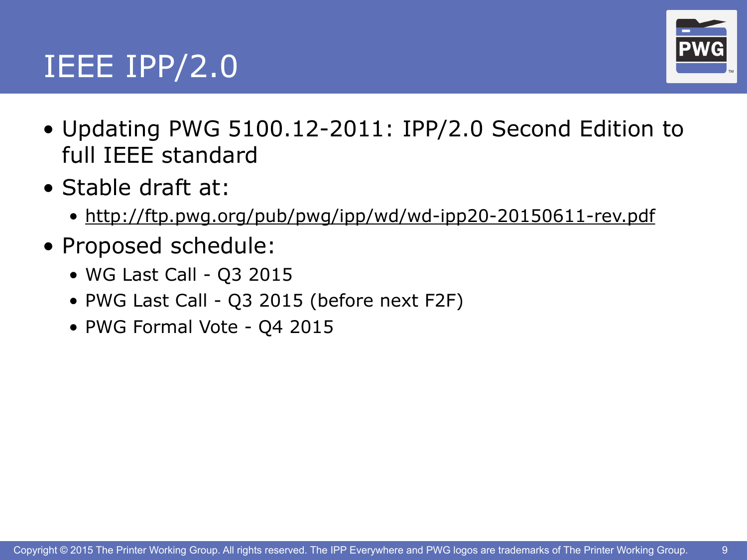# IEEE IPP/2.0

- Updating PWG 5100.12-2011: IPP/2.0 Second Edition to full IEEE standard
- Stable draft at:
  - http://ftp.pwg.org/pub/pwg/ipp/wd/wd-ipp20-20150611-rev.pdf
- Proposed schedule:
  - WG Last Call - Q3 2015
  - PWG Last Call - Q3 2015 (before next F2F)
  - PWG Formal Vote - Q4 2015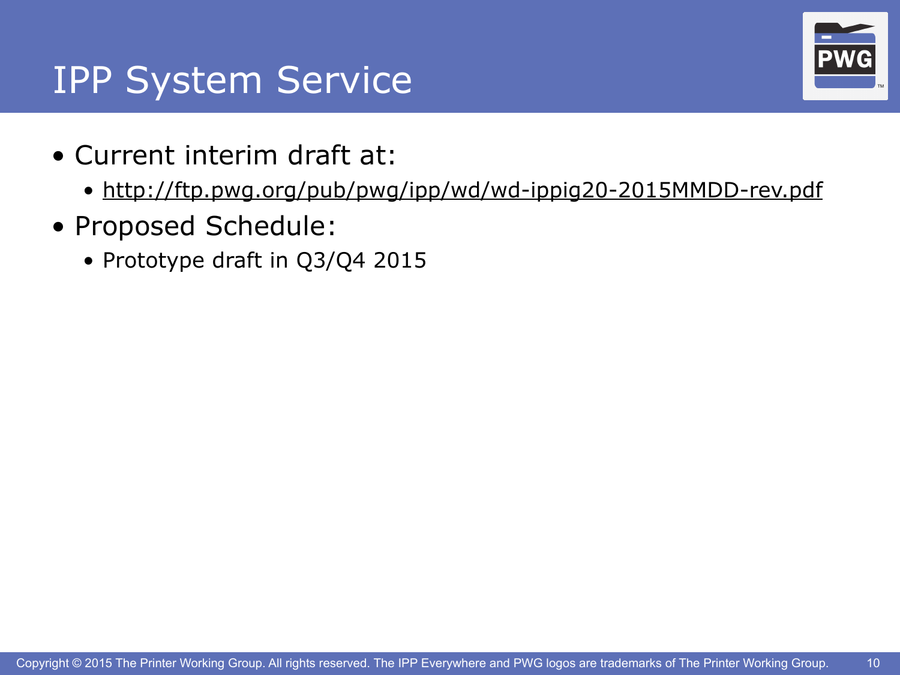# IPP System Service

- Current interim draft at:
  - http://ftp.pwg.org/pub/pwg/ipp/wd/wd-ippig20-2015MMDD-rev.pdf
- Proposed Schedule:
  - Prototype draft in Q3/Q4 2015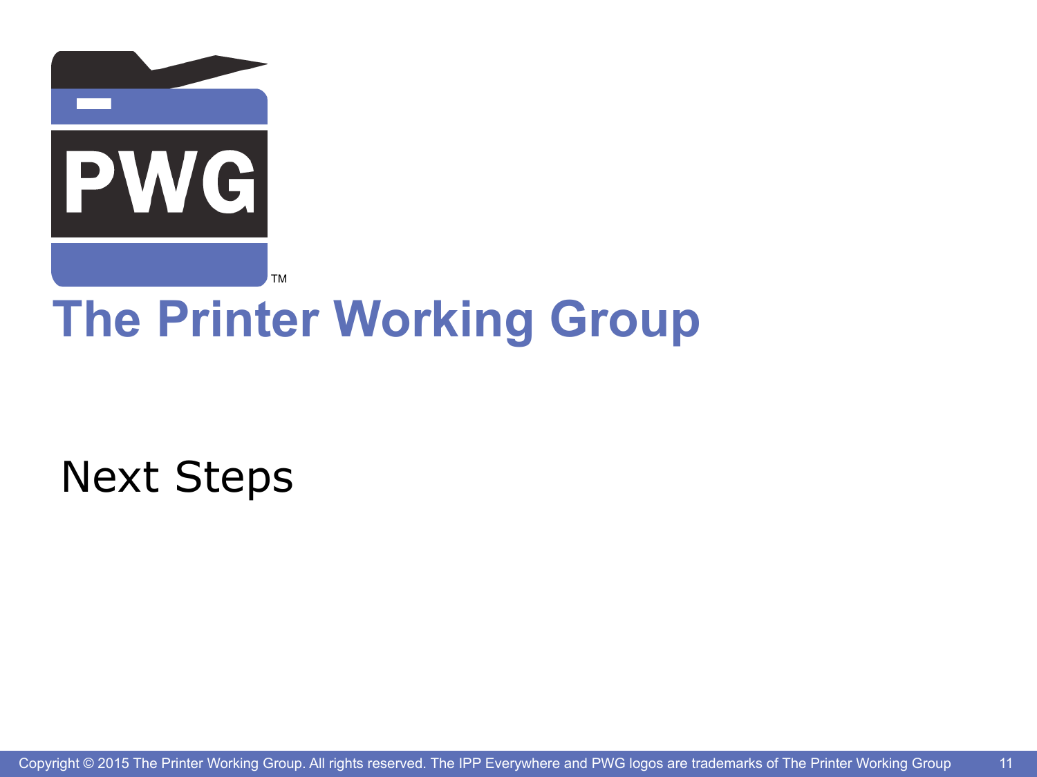# The Printer Working Group

## Next Steps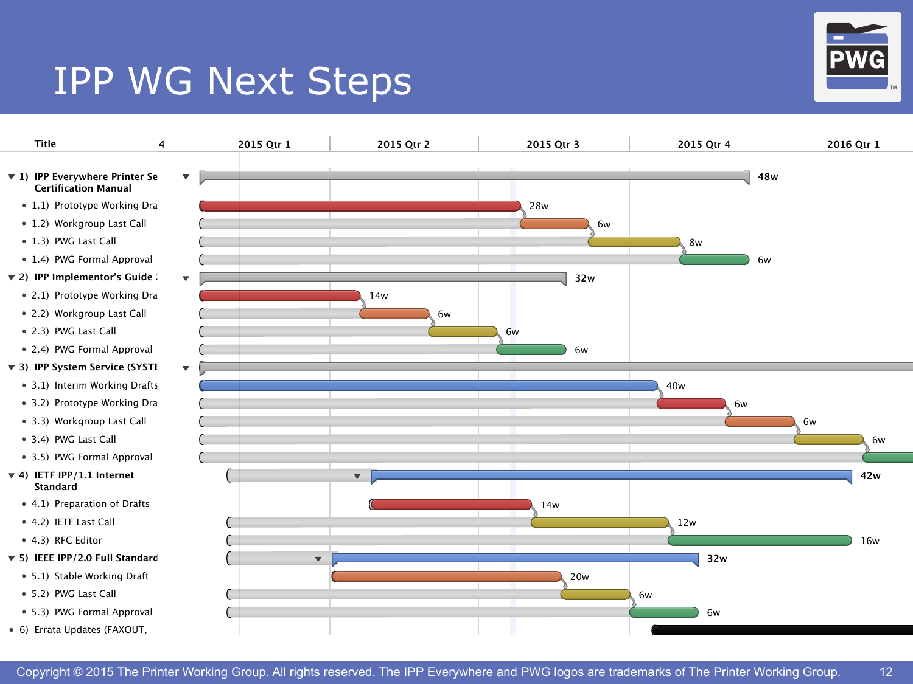# IPP WG Next Steps

| Title | 4 | Duration |
|---|---|---|
| 1) IPP Everywhere Printer Se Certification Manual | | 48w |
| 1.1) Prototype Working Dra | | 28w |
| 1.2) Workgroup Last Call | | 6w |
| 1.3) PWG Last Call | | 8w |
| 1.4) PWG Formal Approval | | 6w |
| 2) IPP Implementor's Guide | | 32w |
| 2.1) Prototype Working Dra | | 14w |
| 2.2) Workgroup Last Call | | 6w |
| 2.3) PWG Last Call | | 6w |
| 2.4) PWG Formal Approval | | 6w |
| 3) IPP System Service (SYSTE | | |
| 3.1) Interim Working Drafts | | 40w |
| 3.2) Prototype Working Dra | | 6w |
| 3.3) Workgroup Last Call | | 6w |
| 3.4) PWG Last Call | | 6w |
| 3.5) PWG Formal Approval | | |
| 4) IETF IPP/1.1 Internet Standard | | 42w |
| 4.1) Preparation of Drafts | | 14w |
| 4.2) IETF Last Call | | 12w |
| 4.3) RFC Editor | | 16w |
| 5) IEEE IPP/2.0 Full Standard | | 32w |
| 5.1) Stable Working Draft | | 20w |
| 5.2) PWG Last Call | | 6w |
| 5.3) PWG Formal Approval | | 6w |
| 6) Errata Updates (FAXOUT, | | |

Timeline: 2015 Qtr 1 | 2015 Qtr 2 | 2015 Qtr 3 | 2015 Qtr 4 | 2016 Qtr 1

Copyright © 2015 The Printer Working Group. All rights reserved. The IPP Everywhere and PWG logos are trademarks of The Printer Working Group.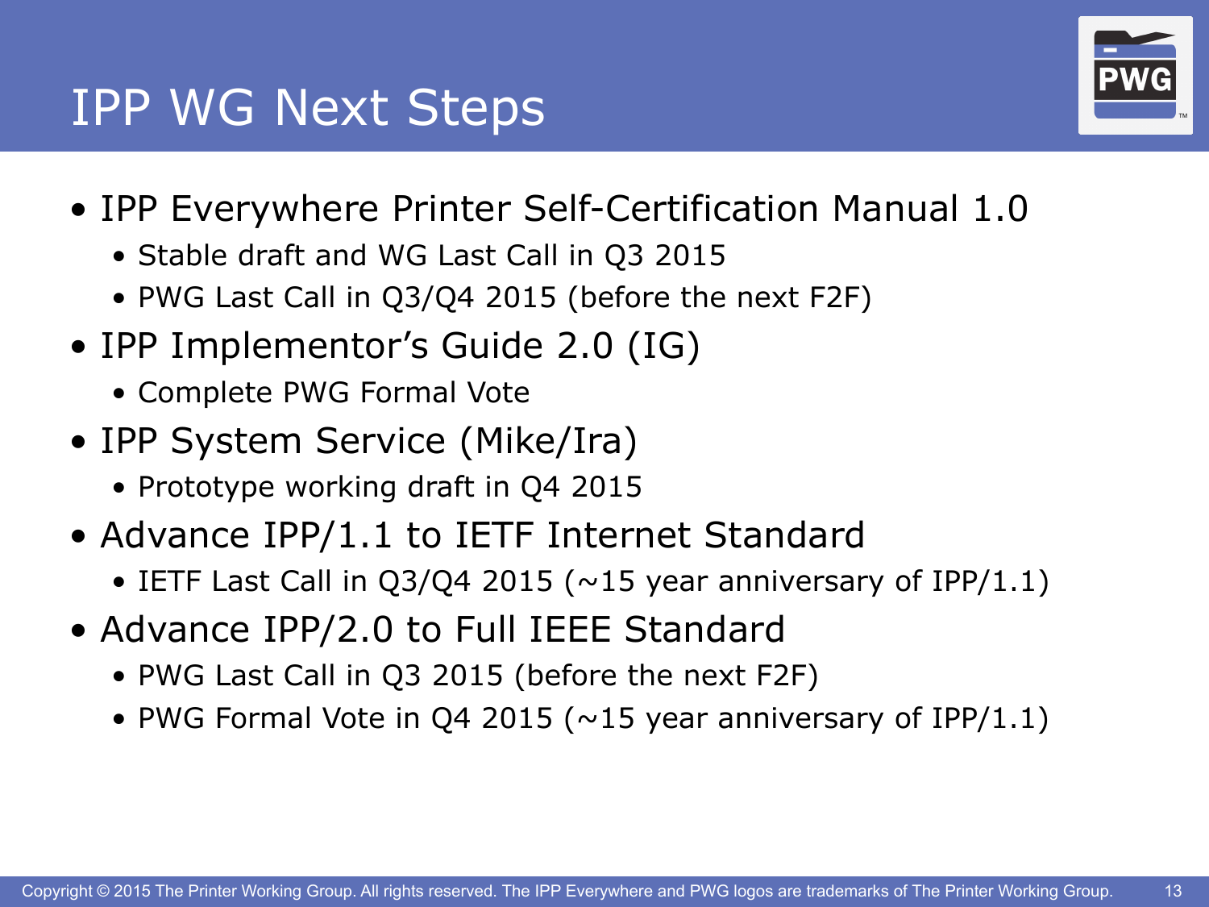# IPP WG Next Steps

- IPP Everywhere Printer Self-Certification Manual 1.0
  - Stable draft and WG Last Call in Q3 2015
  - PWG Last Call in Q3/Q4 2015 (before the next F2F)
- IPP Implementor's Guide 2.0 (IG)
  - Complete PWG Formal Vote
- IPP System Service (Mike/Ira)
  - Prototype working draft in Q4 2015
- Advance IPP/1.1 to IETF Internet Standard
  - IETF Last Call in Q3/Q4 2015 (~15 year anniversary of IPP/1.1)
- Advance IPP/2.0 to Full IEEE Standard
  - PWG Last Call in Q3 2015 (before the next F2F)
  - PWG Formal Vote in Q4 2015 (~15 year anniversary of IPP/1.1)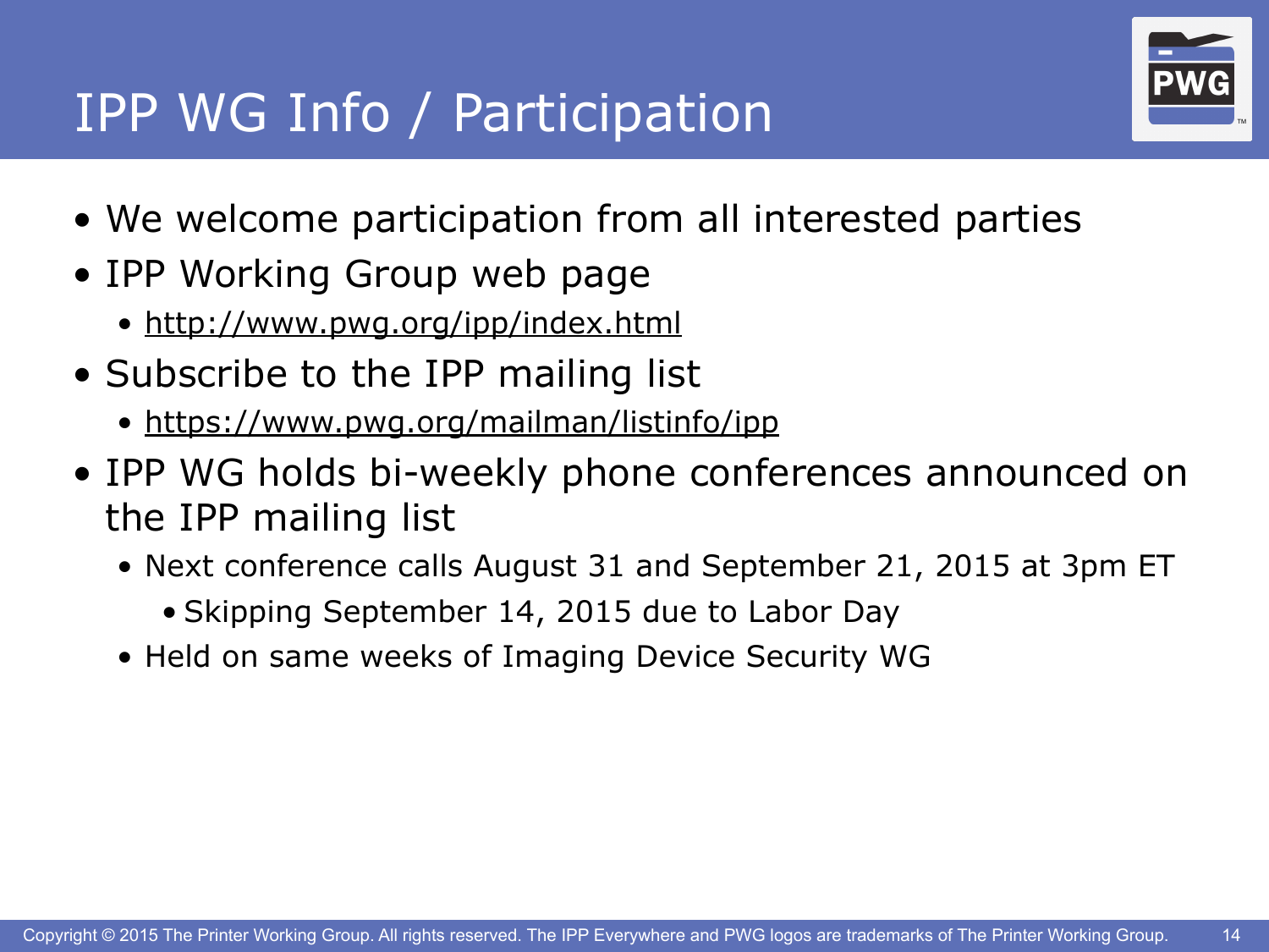# IPP WG Info / Participation

- We welcome participation from all interested parties
- IPP Working Group web page
  - http://www.pwg.org/ipp/index.html
- Subscribe to the IPP mailing list
  - https://www.pwg.org/mailman/listinfo/ipp
- IPP WG holds bi-weekly phone conferences announced on the IPP mailing list
  - Next conference calls August 31 and September 21, 2015 at 3pm ET
    - Skipping September 14, 2015 due to Labor Day
  - Held on same weeks of Imaging Device Security WG